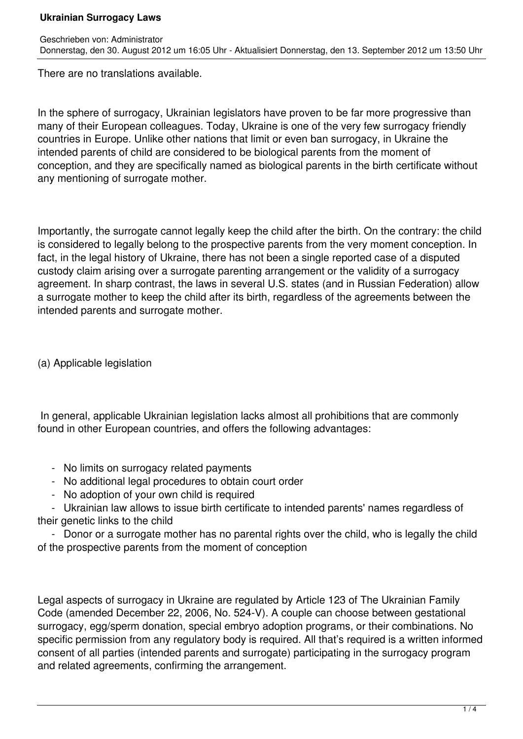# Ukrainian Surrogacy Laws

Geschrieben von: Administrator
Donnerstag, den 30. August 2012 um 16:05 Uhr - Aktualisiert Donnerstag, den 13. September 2012 um 13:50 Uhr

There are no translations available.

In the sphere of surrogacy, Ukrainian legislators have proven to be far more progressive than many of their European colleagues. Today, Ukraine is one of the very few surrogacy friendly countries in Europe. Unlike other nations that limit or even ban surrogacy, in Ukraine the intended parents of child are considered to be biological parents from the moment of conception, and they are specifically named as biological parents in the birth certificate without any mentioning of surrogate mother.

Importantly, the surrogate cannot legally keep the child after the birth. On the contrary: the child is considered to legally belong to the prospective parents from the very moment conception. In fact, in the legal history of Ukraine, there has not been a single reported case of a disputed custody claim arising over a surrogate parenting arrangement or the validity of a surrogacy agreement. In sharp contrast, the laws in several U.S. states (and in Russian Federation) allow a surrogate mother to keep the child after its birth, regardless of the agreements between the intended parents and surrogate mother.

(a) Applicable legislation

In general, applicable Ukrainian legislation lacks almost all prohibitions that are commonly found in other European countries, and offers the following advantages:

- No limits on surrogacy related payments
- No additional legal procedures to obtain court order
- No adoption of your own child is required
- Ukrainian law allows to issue birth certificate to intended parents' names regardless of their genetic links to the child
- Donor or a surrogate mother has no parental rights over the child, who is legally the child of the prospective parents from the moment of conception

Legal aspects of surrogacy in Ukraine are regulated by Article 123 of The Ukrainian Family Code (amended December 22, 2006, No. 524-V). A couple can choose between gestational surrogacy, egg/sperm donation, special embryo adoption programs, or their combinations. No specific permission from any regulatory body is required. All that's required is a written informed consent of all parties (intended parents and surrogate) participating in the surrogacy program and related agreements, confirming the arrangement.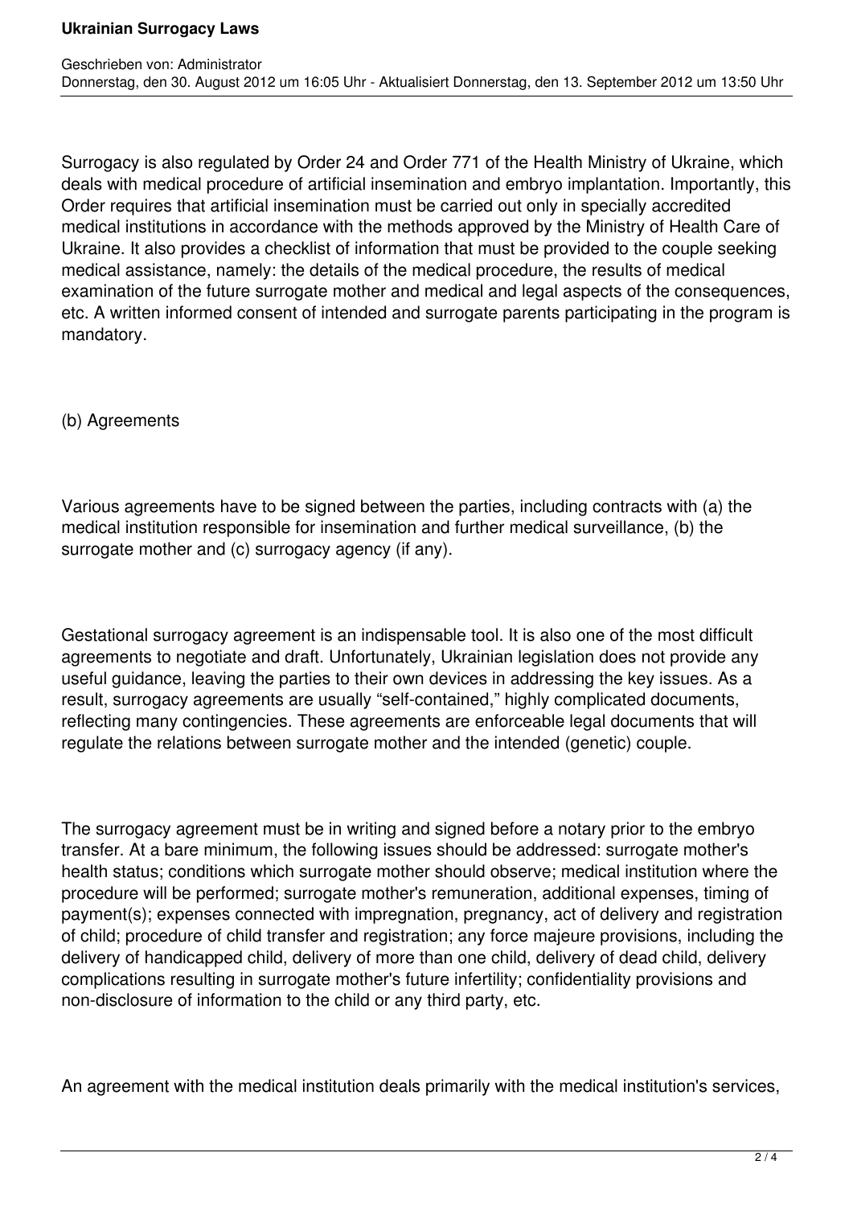Surrogacy is also regulated by Order 24 and Order 771 of the Health Ministry of Ukraine, which deals with medical procedure of artificial insemination and embryo implantation. Importantly, this Order requires that artificial insemination must be carried out only in specially accredited medical institutions in accordance with the methods approved by the Ministry of Health Care of Ukraine. It also provides a checklist of information that must be provided to the couple seeking medical assistance, namely: the details of the medical procedure, the results of medical examination of the future surrogate mother and medical and legal aspects of the consequences, etc. A written informed consent of intended and surrogate parents participating in the program is mandatory.

(b) Agreements

Various agreements have to be signed between the parties, including contracts with (a) the medical institution responsible for insemination and further medical surveillance, (b) the surrogate mother and (c) surrogacy agency (if any).

Gestational surrogacy agreement is an indispensable tool. It is also one of the most difficult agreements to negotiate and draft. Unfortunately, Ukrainian legislation does not provide any useful guidance, leaving the parties to their own devices in addressing the key issues. As a result, surrogacy agreements are usually "self-contained," highly complicated documents, reflecting many contingencies. These agreements are enforceable legal documents that will regulate the relations between surrogate mother and the intended (genetic) couple.

The surrogacy agreement must be in writing and signed before a notary prior to the embryo transfer. At a bare minimum, the following issues should be addressed: surrogate mother's health status; conditions which surrogate mother should observe; medical institution where the procedure will be performed; surrogate mother's remuneration, additional expenses, timing of payment(s); expenses connected with impregnation, pregnancy, act of delivery and registration of child; procedure of child transfer and registration; any force majeure provisions, including the delivery of handicapped child, delivery of more than one child, delivery of dead child, delivery complications resulting in surrogate mother's future infertility; confidentiality provisions and non-disclosure of information to the child or any third party, etc.

An agreement with the medical institution deals primarily with the medical institution's services,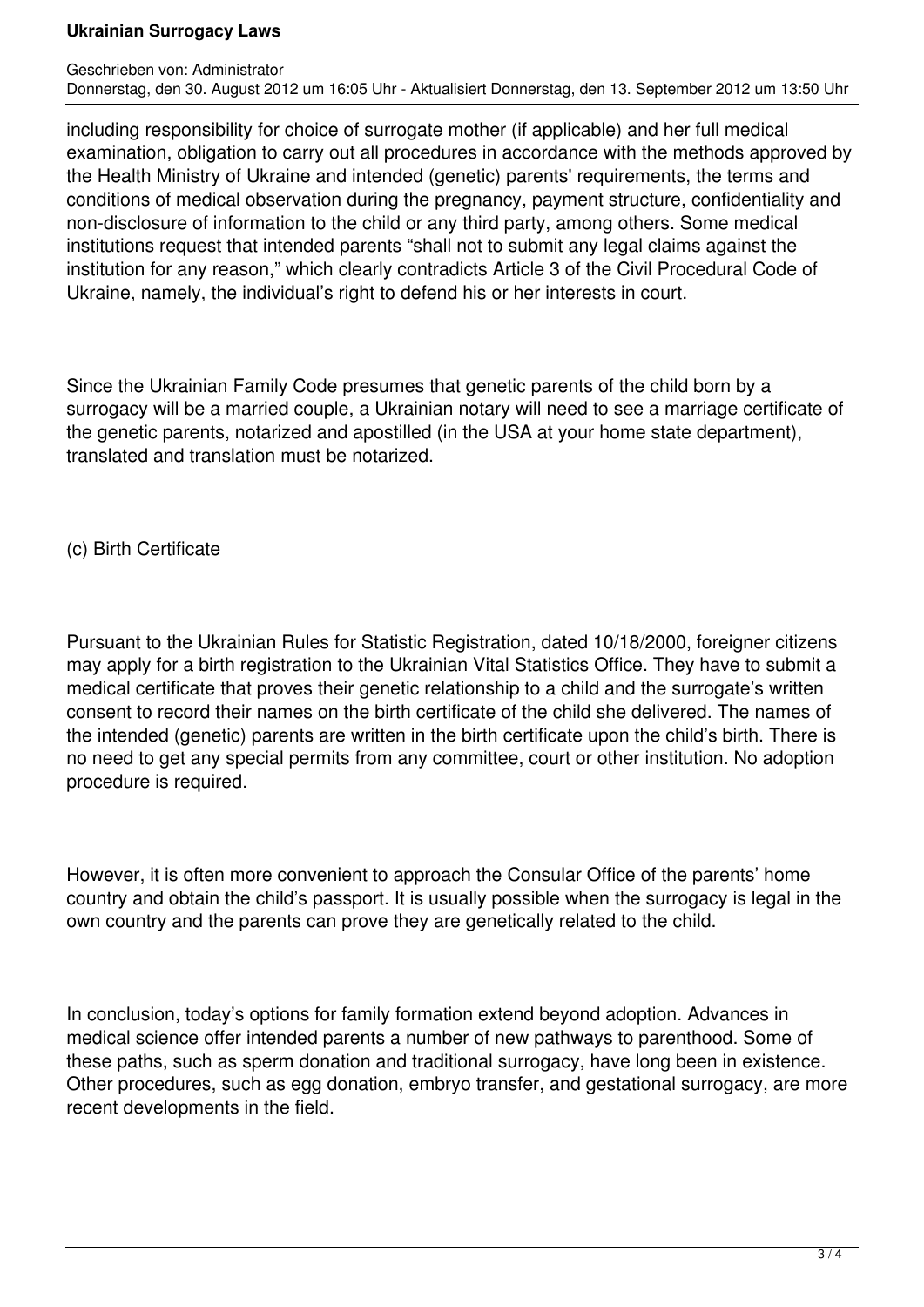including responsibility for choice of surrogate mother (if applicable) and her full medical examination, obligation to carry out all procedures in accordance with the methods approved by the Health Ministry of Ukraine and intended (genetic) parents' requirements, the terms and conditions of medical observation during the pregnancy, payment structure, confidentiality and non-disclosure of information to the child or any third party, among others. Some medical institutions request that intended parents “shall not to submit any legal claims against the institution for any reason,” which clearly contradicts Article 3 of the Civil Procedural Code of Ukraine, namely, the individual’s right to defend his or her interests in court.

Since the Ukrainian Family Code presumes that genetic parents of the child born by a surrogacy will be a married couple, a Ukrainian notary will need to see a marriage certificate of the genetic parents, notarized and apostilled (in the USA at your home state department), translated and translation must be notarized.

(c) Birth Certificate

Pursuant to the Ukrainian Rules for Statistic Registration, dated 10/18/2000, foreigner citizens may apply for a birth registration to the Ukrainian Vital Statistics Office. They have to submit a medical certificate that proves their genetic relationship to a child and the surrogate’s written consent to record their names on the birth certificate of the child she delivered. The names of the intended (genetic) parents are written in the birth certificate upon the child’s birth. There is no need to get any special permits from any committee, court or other institution. No adoption procedure is required.

However, it is often more convenient to approach the Consular Office of the parents’ home country and obtain the child’s passport. It is usually possible when the surrogacy is legal in the own country and the parents can prove they are genetically related to the child.

In conclusion, today’s options for family formation extend beyond adoption. Advances in medical science offer intended parents a number of new pathways to parenthood. Some of these paths, such as sperm donation and traditional surrogacy, have long been in existence. Other procedures, such as egg donation, embryo transfer, and gestational surrogacy, are more recent developments in the field.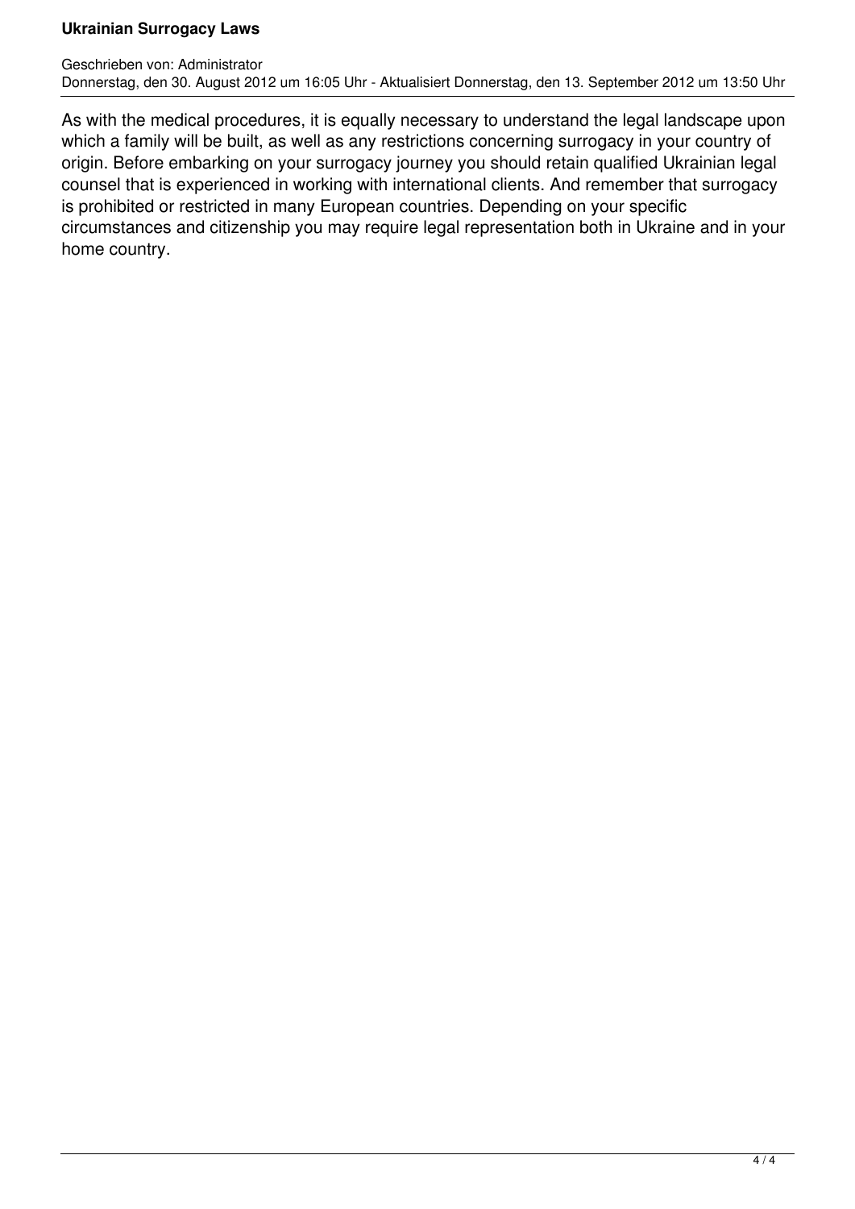As with the medical procedures, it is equally necessary to understand the legal landscape upon which a family will be built, as well as any restrictions concerning surrogacy in your country of origin. Before embarking on your surrogacy journey you should retain qualified Ukrainian legal counsel that is experienced in working with international clients. And remember that surrogacy is prohibited or restricted in many European countries. Depending on your specific circumstances and citizenship you may require legal representation both in Ukraine and in your home country.